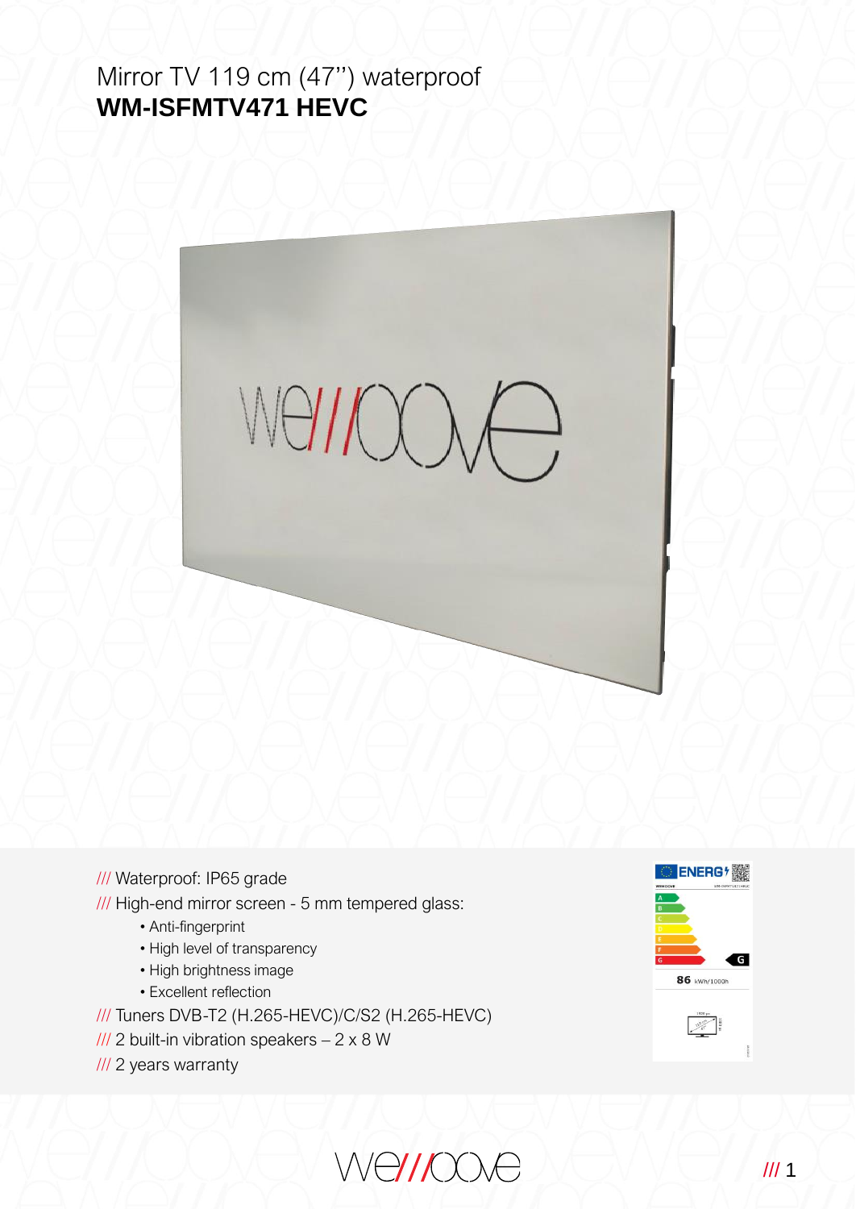# Mirror TV 119 cm (47'') waterproof
## WM-ISFMTV471 HEVC

/// Waterproof: IP65 grade

/// High-end mirror screen - 5 mm tempered glass:

- Anti-fingerprint
- High level of transparency
- High brightness image
- Excellent reflection

/// Tuners DVB-T2 (H.265-HEVC)/C/S2 (H.265-HEVC)

/// 2 built-in vibration speakers – 2 x 8 W

/// 2 years warranty

ENERG

G

86 kWh/1000h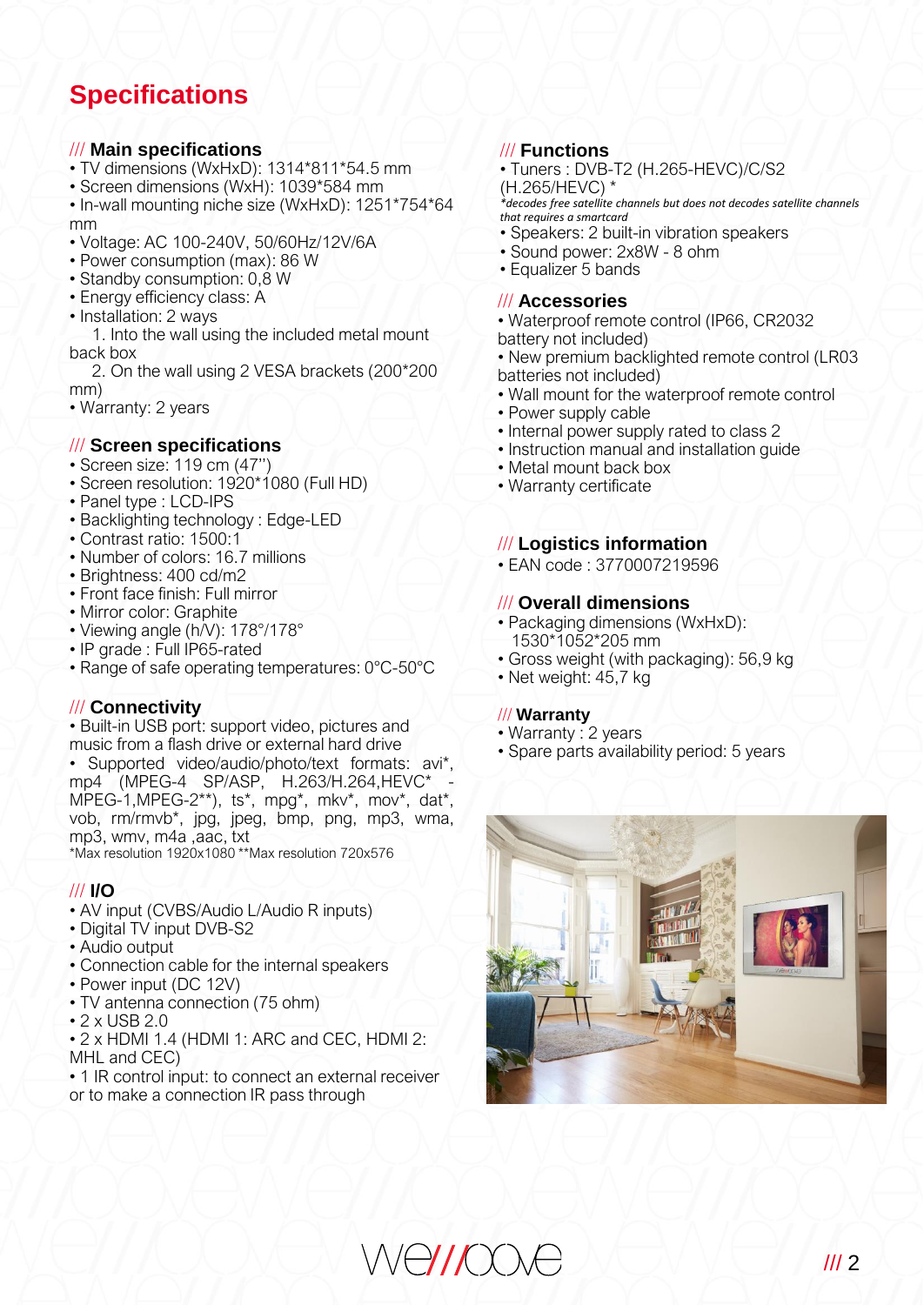# Specifications

## /// Main specifications

- TV dimensions (WxHxD): 1314*811*54.5 mm
- Screen dimensions (WxH): 1039*584 mm
- In-wall mounting niche size (WxHxD): 1251*754*64 mm
- Voltage: AC 100-240V, 50/60Hz/12V/6A
- Power consumption (max): 86 W
- Standby consumption: 0,8 W
- Energy efficiency class: A
- Installation: 2 ways
  1. Into the wall using the included metal mount back box
  2. On the wall using 2 VESA brackets (200*200 mm)
- Warranty: 2 years

## /// Screen specifications

- Screen size: 119 cm (47'')
- Screen resolution: 1920*1080 (Full HD)
- Panel type : LCD-IPS
- Backlighting technology : Edge-LED
- Contrast ratio: 1500:1
- Number of colors: 16.7 millions
- Brightness: 400 cd/m2
- Front face finish: Full mirror
- Mirror color: Graphite
- Viewing angle (h/V): 178°/178°
- IP grade : Full IP65-rated
- Range of safe operating temperatures: 0°C-50°C

## /// Connectivity

- Built-in USB port: support video, pictures and music from a flash drive or external hard drive
- Supported video/audio/photo/text formats: avi*, mp4 (MPEG-4 SP/ASP, H.263/H.264,HEVC* - MPEG-1,MPEG-2**), ts*, mpg*, mkv*, mov*, dat*, vob, rm/rmvb*, jpg, jpeg, bmp, png, mp3, wma, mp3, wmv, m4a ,aac, txt

*Max resolution 1920x1080 **Max resolution 720x576

## /// I/O

- AV input (CVBS/Audio L/Audio R inputs)
- Digital TV input DVB-S2
- Audio output
- Connection cable for the internal speakers
- Power input (DC 12V)
- TV antenna connection (75 ohm)
- 2 x USB 2.0
- 2 x HDMI 1.4 (HDMI 1: ARC and CEC, HDMI 2: MHL and CEC)
- 1 IR control input: to connect an external receiver or to make a connection IR pass through

## /// Functions

- Tuners : DVB-T2 (H.265-HEVC)/C/S2 (H.265/HEVC) *

*\*decodes free satellite channels but does not decodes satellite channels that requires a smartcard*

- Speakers: 2 built-in vibration speakers
- Sound power: 2x8W - 8 ohm
- Equalizer 5 bands

## /// Accessories

- Waterproof remote control (IP66, CR2032 battery not included)
- New premium backlighted remote control (LR03 batteries not included)
- Wall mount for the waterproof remote control
- Power supply cable
- Internal power supply rated to class 2
- Instruction manual and installation guide
- Metal mount back box
- Warranty certificate

## /// Logistics information

- EAN code : 3770007219596

## /// Overall dimensions

- Packaging dimensions (WxHxD): 1530*1052*205 mm
- Gross weight (with packaging): 56,9 kg
- Net weight: 45,7 kg

## /// Warranty

- Warranty : 2 years
- Spare parts availability period: 5 years